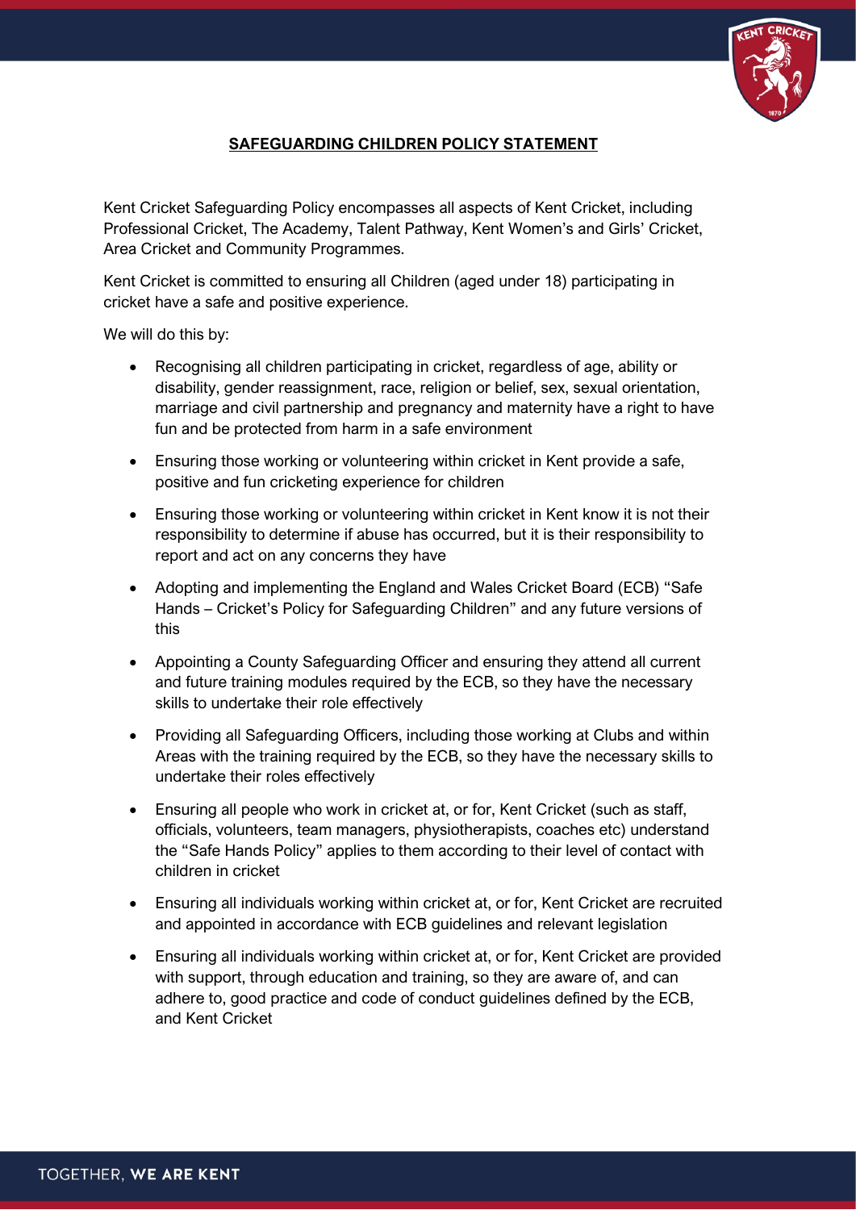## SAFEGUARDING CHILDREN POLICY STATEMENT

Kent Cricket Safeguarding Policy encompasses all aspects of Kent Cricket, including Professional Cricket, The Academy, Talent Pathway, Kent Women's and Girls' Cricket, Area Cricket and Community Programmes.

Kent Cricket is committed to ensuring all Children (aged under 18) participating in cricket have a safe and positive experience.

We will do this by:

- Recognising all children participating in cricket, regardless of age, ability or disability, gender reassignment, race, religion or belief, sex, sexual orientation, marriage and civil partnership and pregnancy and maternity have a right to have fun and be protected from harm in a safe environment
- Ensuring those working or volunteering within cricket in Kent provide a safe, positive and fun cricketing experience for children
- Ensuring those working or volunteering within cricket in Kent know it is not their responsibility to determine if abuse has occurred, but it is their responsibility to report and act on any concerns they have
- Adopting and implementing the England and Wales Cricket Board (ECB) "Safe Hands – Cricket's Policy for Safeguarding Children" and any future versions of this
- Appointing a County Safeguarding Officer and ensuring they attend all current and future training modules required by the ECB, so they have the necessary skills to undertake their role effectively
- Providing all Safeguarding Officers, including those working at Clubs and within Areas with the training required by the ECB, so they have the necessary skills to undertake their roles effectively
- Ensuring all people who work in cricket at, or for, Kent Cricket (such as staff, officials, volunteers, team managers, physiotherapists, coaches etc) understand the "Safe Hands Policy" applies to them according to their level of contact with children in cricket
- Ensuring all individuals working within cricket at, or for, Kent Cricket are recruited and appointed in accordance with ECB guidelines and relevant legislation
- Ensuring all individuals working within cricket at, or for, Kent Cricket are provided with support, through education and training, so they are aware of, and can adhere to, good practice and code of conduct guidelines defined by the ECB, and Kent Cricket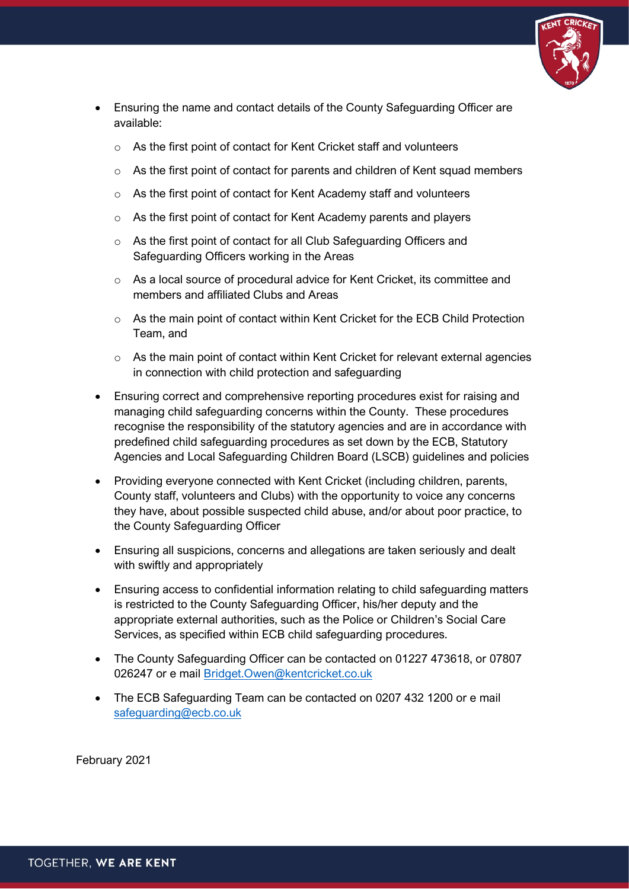- Ensuring the name and contact details of the County Safeguarding Officer are available:
  - As the first point of contact for Kent Cricket staff and volunteers
  - As the first point of contact for parents and children of Kent squad members
  - As the first point of contact for Kent Academy staff and volunteers
  - As the first point of contact for Kent Academy parents and players
  - As the first point of contact for all Club Safeguarding Officers and Safeguarding Officers working in the Areas
  - As a local source of procedural advice for Kent Cricket, its committee and members and affiliated Clubs and Areas
  - As the main point of contact within Kent Cricket for the ECB Child Protection Team, and
  - As the main point of contact within Kent Cricket for relevant external agencies in connection with child protection and safeguarding
- Ensuring correct and comprehensive reporting procedures exist for raising and managing child safeguarding concerns within the County. These procedures recognise the responsibility of the statutory agencies and are in accordance with predefined child safeguarding procedures as set down by the ECB, Statutory Agencies and Local Safeguarding Children Board (LSCB) guidelines and policies
- Providing everyone connected with Kent Cricket (including children, parents, County staff, volunteers and Clubs) with the opportunity to voice any concerns they have, about possible suspected child abuse, and/or about poor practice, to the County Safeguarding Officer
- Ensuring all suspicions, concerns and allegations are taken seriously and dealt with swiftly and appropriately
- Ensuring access to confidential information relating to child safeguarding matters is restricted to the County Safeguarding Officer, his/her deputy and the appropriate external authorities, such as the Police or Children's Social Care Services, as specified within ECB child safeguarding procedures.
- The County Safeguarding Officer can be contacted on 01227 473618, or 07807 026247 or e mail Bridget.Owen@kentcricket.co.uk
- The ECB Safeguarding Team can be contacted on 0207 432 1200 or e mail safeguarding@ecb.co.uk

February 2021